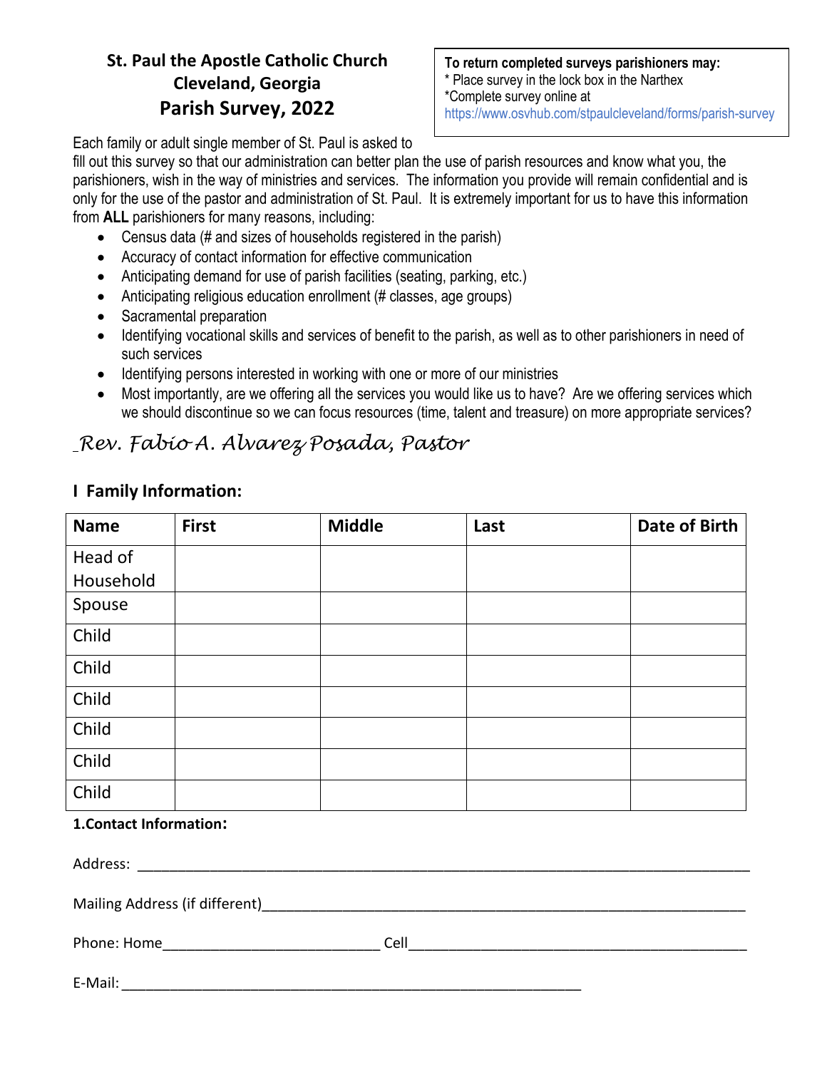# St. Paul the Apostle Catholic Church
## Cleveland, Georgia
## Parish Survey, 2022

**To return completed surveys parishioners may:**
* Place survey in the lock box in the Narthex
*Complete survey online at https://www.osvhub.com/stpaulcleveland/forms/parish-survey

Each family or adult single member of St. Paul is asked to fill out this survey so that our administration can better plan the use of parish resources and know what you, the parishioners, wish in the way of ministries and services. The information you provide will remain confidential and is only for the use of the pastor and administration of St. Paul. It is extremely important for us to have this information from **ALL** parishioners for many reasons, including:

- Census data (# and sizes of households registered in the parish)
- Accuracy of contact information for effective communication
- Anticipating demand for use of parish facilities (seating, parking, etc.)
- Anticipating religious education enrollment (# classes, age groups)
- Sacramental preparation
- Identifying vocational skills and services of benefit to the parish, as well as to other parishioners in need of such services
- Identifying persons interested in working with one or more of our ministries
- Most importantly, are we offering all the services you would like us to have? Are we offering services which we should discontinue so we can focus resources (time, talent and treasure) on more appropriate services?

*Rev. Fabio A. Alvarez Posada, Pastor*

## I Family Information:

| Name | First | Middle | Last | Date of Birth |
|---|---|---|---|---|
| Head of Household | | | | |
| Spouse | | | | |
| Child | | | | |
| Child | | | | |
| Child | | | | |
| Child | | | | |
| Child | | | | |
| Child | | | | |

**1.Contact Information:**

Address: ________________________________________________________________________________

Mailing Address (if different)________________________________________________________________

Phone: Home___________________________ Cell__________________________________________

E-Mail: __________________________________________________________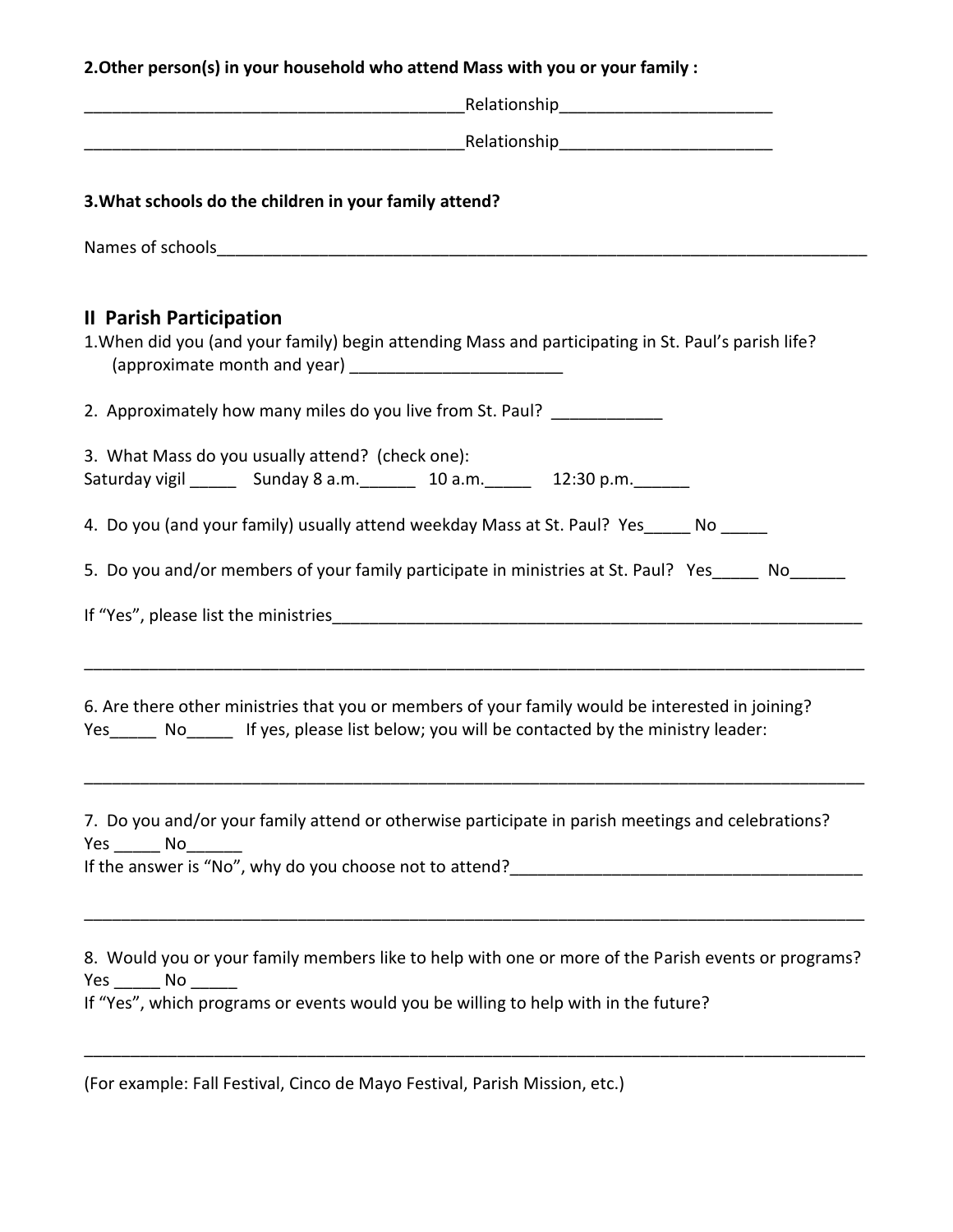**2.Other person(s) in your household who attend Mass with you or your family :**

_________________________________________Relationship_______________________

_________________________________________Relationship_______________________

**3.What schools do the children in your family attend?**

Names of schools__________________________________________________________________________

## II Parish Participation

1.When did you (and your family) begin attending Mass and participating in St. Paul's parish life? (approximate month and year) ______________________

2. Approximately how many miles do you live from St. Paul? ____________

3. What Mass do you usually attend? (check one):
Saturday vigil _____ Sunday 8 a.m.______ 10 a.m._____ 12:30 p.m.______

4. Do you (and your family) usually attend weekday Mass at St. Paul? Yes_____ No _____

5. Do you and/or members of your family participate in ministries at St. Paul? Yes_____ No______

If "Yes", please list the ministries___________________________________________________________

_____________________________________________________________________________________

6. Are there other ministries that you or members of your family would be interested in joining?
Yes_____ No_____ If yes, please list below; you will be contacted by the ministry leader:

_____________________________________________________________________________________

7. Do you and/or your family attend or otherwise participate in parish meetings and celebrations?
Yes _____ No______
If the answer is "No", why do you choose not to attend?______________________________________

_____________________________________________________________________________________

8. Would you or your family members like to help with one or more of the Parish events or programs?
Yes _____ No _____
If "Yes", which programs or events would you be willing to help with in the future?

_____________________________________________________________________________________

(For example: Fall Festival, Cinco de Mayo Festival, Parish Mission, etc.)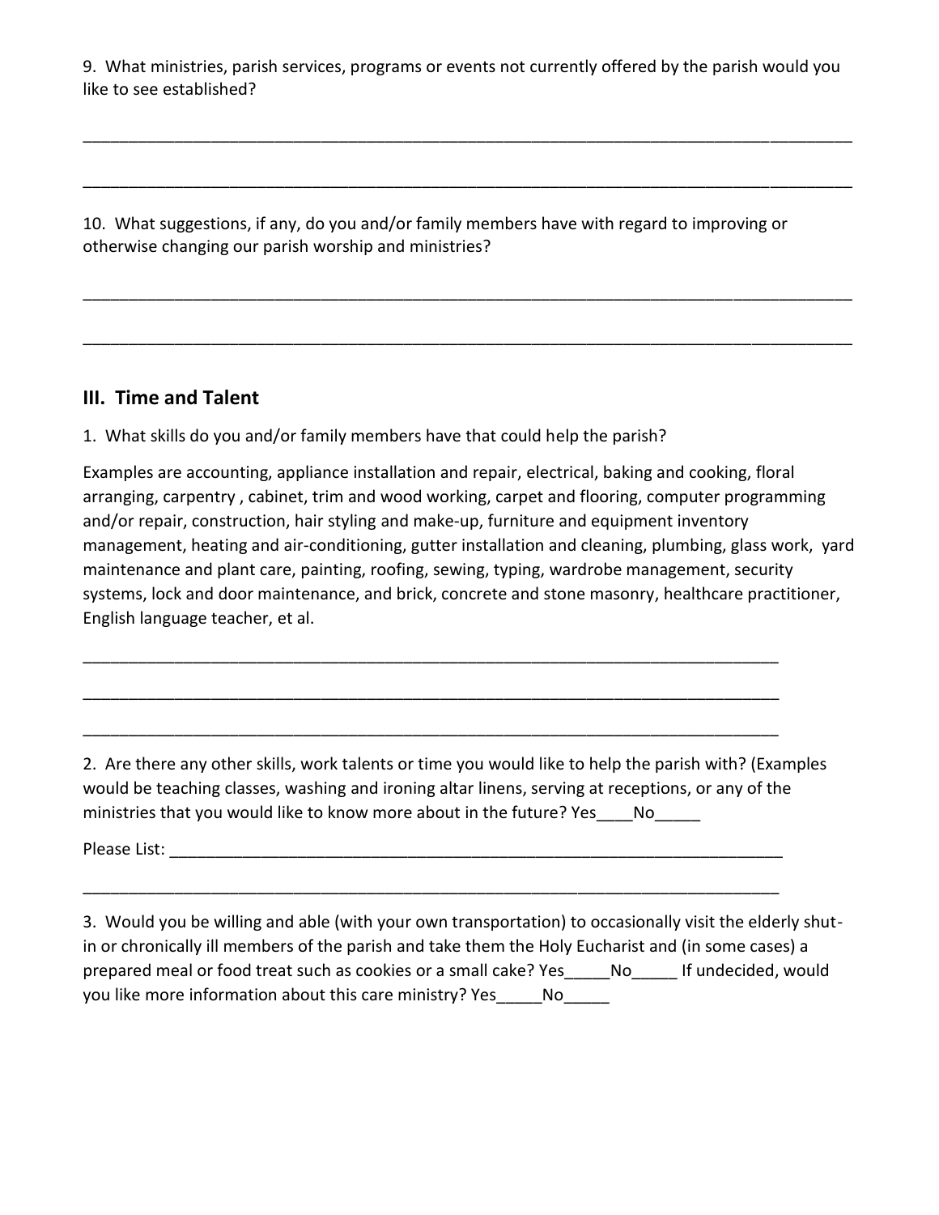9. What ministries, parish services, programs or events not currently offered by the parish would you like to see established?

_____________________________________________________________________________________

_____________________________________________________________________________________

10. What suggestions, if any, do you and/or family members have with regard to improving or otherwise changing our parish worship and ministries?

_____________________________________________________________________________________

_____________________________________________________________________________________

## III. Time and Talent

1. What skills do you and/or family members have that could help the parish?

Examples are accounting, appliance installation and repair, electrical, baking and cooking, floral arranging, carpentry , cabinet, trim and wood working, carpet and flooring, computer programming and/or repair, construction, hair styling and make-up, furniture and equipment inventory management, heating and air-conditioning, gutter installation and cleaning, plumbing, glass work, yard maintenance and plant care, painting, roofing, sewing, typing, wardrobe management, security systems, lock and door maintenance, and brick, concrete and stone masonry, healthcare practitioner, English language teacher, et al.

_____________________________________________________________________________

_____________________________________________________________________________

_____________________________________________________________________________

2. Are there any other skills, work talents or time you would like to help the parish with? (Examples would be teaching classes, washing and ironing altar linens, serving at receptions, or any of the ministries that you would like to know more about in the future? Yes____No_____

Please List: __________________________________________________________________

_____________________________________________________________________________

3. Would you be willing and able (with your own transportation) to occasionally visit the elderly shut-in or chronically ill members of the parish and take them the Holy Eucharist and (in some cases) a prepared meal or food treat such as cookies or a small cake? Yes_____No_____ If undecided, would you like more information about this care ministry? Yes_____No_____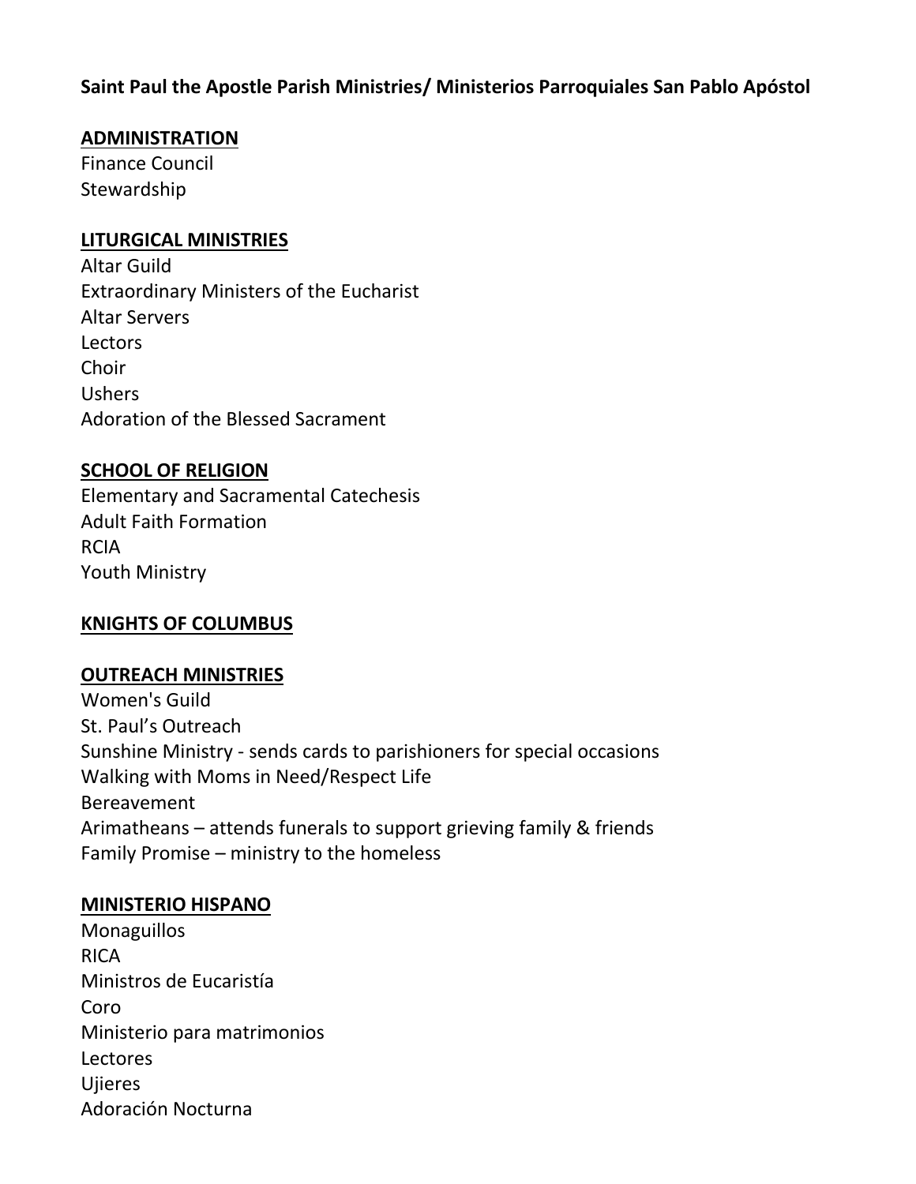**Saint Paul the Apostle Parish Ministries/ Ministerios Parroquiales San Pablo Apóstol**

## ADMINISTRATION

Finance Council
Stewardship

## LITURGICAL MINISTRIES

Altar Guild
Extraordinary Ministers of the Eucharist
Altar Servers
Lectors
Choir
Ushers
Adoration of the Blessed Sacrament

## SCHOOL OF RELIGION

Elementary and Sacramental Catechesis
Adult Faith Formation
RCIA
Youth Ministry

## KNIGHTS OF COLUMBUS

## OUTREACH MINISTRIES

Women's Guild
St. Paul's Outreach
Sunshine Ministry - sends cards to parishioners for special occasions
Walking with Moms in Need/Respect Life
Bereavement
Arimatheans – attends funerals to support grieving family & friends
Family Promise – ministry to the homeless

## MINISTERIO HISPANO

Monaguillos
RICA
Ministros de Eucaristía
Coro
Ministerio para matrimonios
Lectores
Ujieres
Adoración Nocturna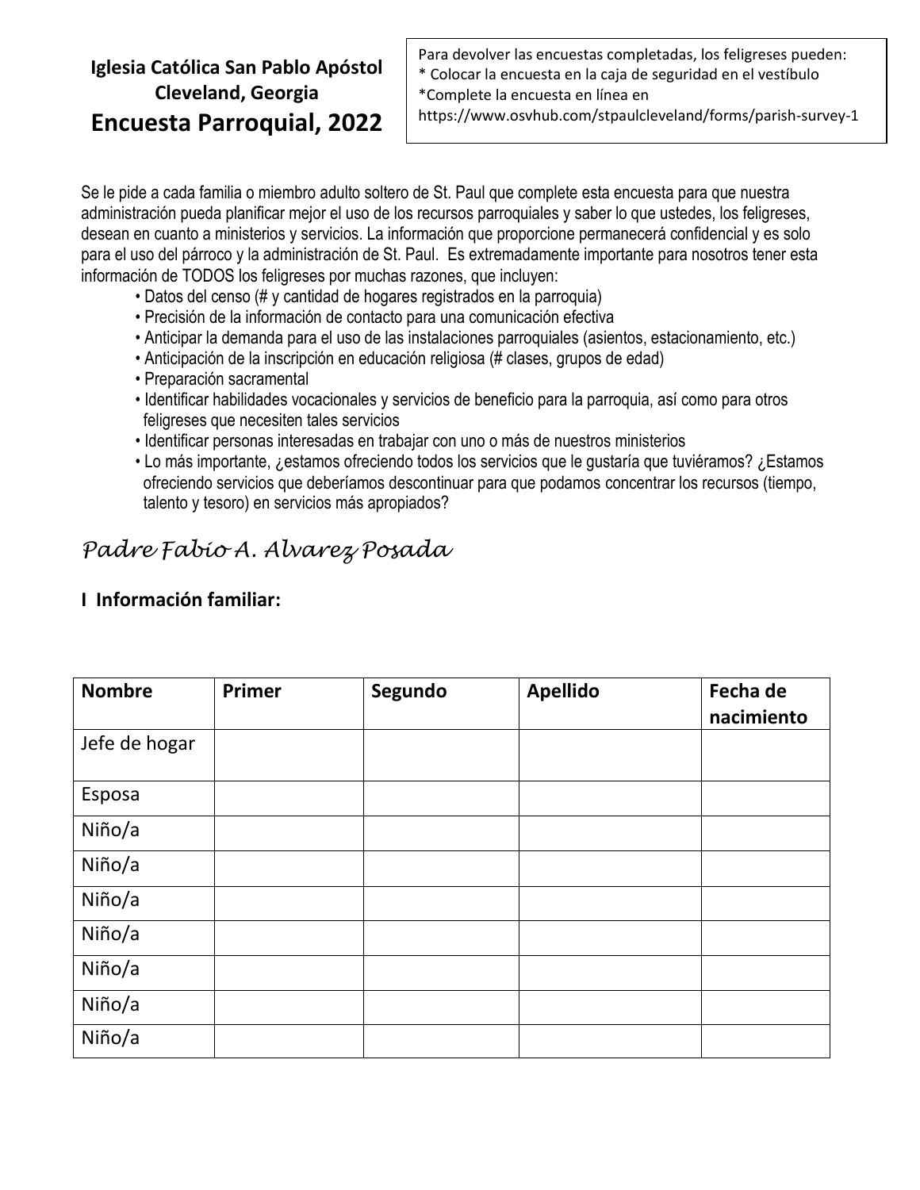**Iglesia Católica San Pablo Apóstol**
**Cleveland, Georgia**

# Encuesta Parroquial, 2022

Para devolver las encuestas completadas, los feligreses pueden:
* Colocar la encuesta en la caja de seguridad en el vestíbulo
*Complete la encuesta en línea en https://www.osvhub.com/stpaulcleveland/forms/parish-survey-1

Se le pide a cada familia o miembro adulto soltero de St. Paul que complete esta encuesta para que nuestra administración pueda planificar mejor el uso de los recursos parroquiales y saber lo que ustedes, los feligreses, desean en cuanto a ministerios y servicios. La información que proporcione permanecerá confidencial y es solo para el uso del párroco y la administración de St. Paul. Es extremadamente importante para nosotros tener esta información de TODOS los feligreses por muchas razones, que incluyen:

- Datos del censo (# y cantidad de hogares registrados en la parroquia)
- Precisión de la información de contacto para una comunicación efectiva
- Anticipar la demanda para el uso de las instalaciones parroquiales (asientos, estacionamiento, etc.)
- Anticipación de la inscripción en educación religiosa (# clases, grupos de edad)
- Preparación sacramental
- Identificar habilidades vocacionales y servicios de beneficio para la parroquia, así como para otros feligreses que necesiten tales servicios
- Identificar personas interesadas en trabajar con uno o más de nuestros ministerios
- Lo más importante, ¿estamos ofreciendo todos los servicios que le gustaría que tuviéramos? ¿Estamos ofreciendo servicios que deberíamos descontinuar para que podamos concentrar los recursos (tiempo, talento y tesoro) en servicios más apropiados?

*Padre Fabio A. Alvarez Posada*

## I Información familiar:

| Nombre | Primer | Segundo | Apellido | Fecha de nacimiento |
|---|---|---|---|---|
| Jefe de hogar | | | | |
| Esposa | | | | |
| Niño/a | | | | |
| Niño/a | | | | |
| Niño/a | | | | |
| Niño/a | | | | |
| Niño/a | | | | |
| Niño/a | | | | |
| Niño/a | | | | |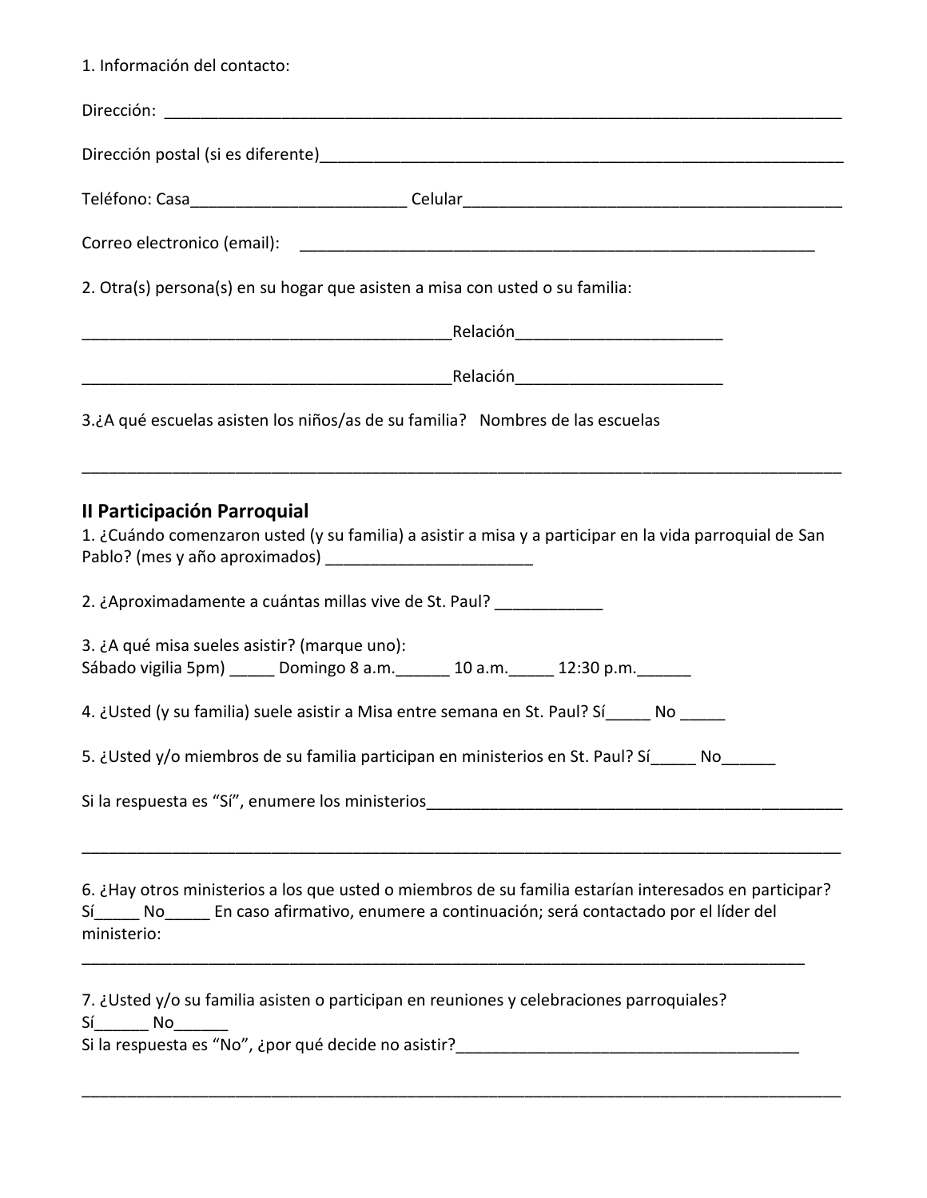1. Información del contacto:

Dirección: ______________________________________________________________________________

Dirección postal (si es diferente)______________________________________________________________

Teléfono: Casa________________________ Celular___________________________________________

Correo electronico (email): _________________________________________________________

2. Otra(s) persona(s) en su hogar que asisten a misa con usted o su familia:

__________________________________________Relación_______________________

__________________________________________Relación_______________________

3.¿A qué escuelas asisten los niños/as de su familia? Nombres de las escuelas

_____________________________________________________________________________________

## II Participación Parroquial

1. ¿Cuándo comenzaron usted (y su familia) a asistir a misa y a participar en la vida parroquial de San Pablo? (mes y año aproximados) _______________________

2. ¿Aproximadamente a cuántas millas vive de St. Paul? ____________

3. ¿A qué misa sueles asistir? (marque uno):
Sábado vigilia 5pm) _____ Domingo 8 a.m.______ 10 a.m._____ 12:30 p.m.______

4. ¿Usted (y su familia) suele asistir a Misa entre semana en St. Paul? Sí_____ No _____

5. ¿Usted y/o miembros de su familia participan en ministerios en St. Paul? Sí_____ No______

Si la respuesta es "Sí", enumere los ministerios_________________________________________________

_____________________________________________________________________________________

6. ¿Hay otros ministerios a los que usted o miembros de su familia estarían interesados en participar?
Sí_____ No_____ En caso afirmativo, enumere a continuación; será contactado por el líder del ministerio:
_________________________________________________________________________________

7. ¿Usted y/o su familia asisten o participan en reuniones y celebraciones parroquiales?
Sí______ No______
Si la respuesta es "No", ¿por qué decide no asistir?________________________________________

_____________________________________________________________________________________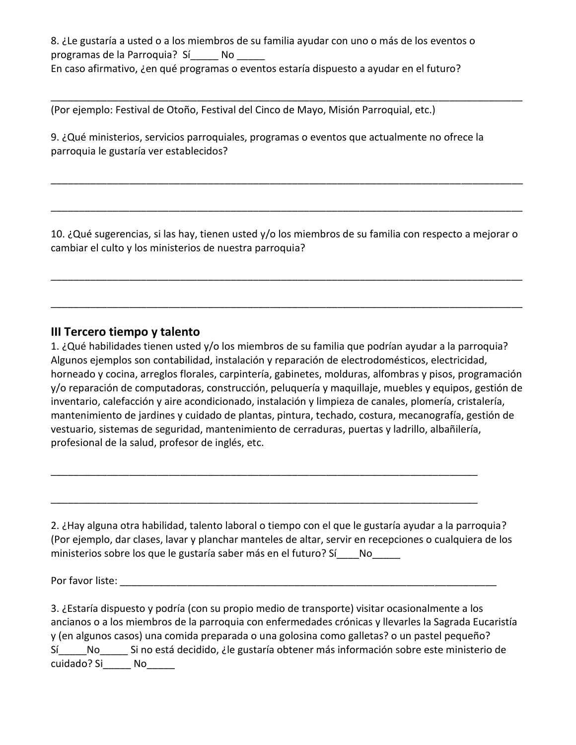8. ¿Le gustaría a usted o a los miembros de su familia ayudar con uno o más de los eventos o programas de la Parroquia?  Sí_____ No _____
En caso afirmativo, ¿en qué programas o eventos estaría dispuesto a ayudar en el futuro?

_______________________________________________________________________________________

(Por ejemplo: Festival de Otoño, Festival del Cinco de Mayo, Misión Parroquial, etc.)

9. ¿Qué ministerios, servicios parroquiales, programas o eventos que actualmente no ofrece la parroquia le gustaría ver establecidos?

_______________________________________________________________________________________

_______________________________________________________________________________________

10. ¿Qué sugerencias, si las hay, tienen usted y/o los miembros de su familia con respecto a mejorar o cambiar el culto y los ministerios de nuestra parroquia?

_______________________________________________________________________________________

_______________________________________________________________________________________

## III Tercero tiempo y talento

1. ¿Qué habilidades tienen usted y/o los miembros de su familia que podrían ayudar a la parroquia? Algunos ejemplos son contabilidad, instalación y reparación de electrodomésticos, electricidad, horneado y cocina, arreglos florales, carpintería, gabinetes, molduras, alfombras y pisos, programación y/o reparación de computadoras, construcción, peluquería y maquillaje, muebles y equipos, gestión de inventario, calefacción y aire acondicionado, instalación y limpieza de canales, plomería, cristalería, mantenimiento de jardines y cuidado de plantas, pintura, techado, costura, mecanografía, gestión de vestuario, sistemas de seguridad, mantenimiento de cerraduras, puertas y ladrillo, albañilería, profesional de la salud, profesor de inglés, etc.

______________________________________________________________________________

______________________________________________________________________________

2. ¿Hay alguna otra habilidad, talento laboral o tiempo con el que le gustaría ayudar a la parroquia? (Por ejemplo, dar clases, lavar y planchar manteles de altar, servir en recepciones o cualquiera de los ministerios sobre los que le gustaría saber más en el futuro? Sí____No_____

Por favor liste: _________________________________________________________________

3. ¿Estaría dispuesto y podría (con su propio medio de transporte) visitar ocasionalmente a los ancianos o a los miembros de la parroquia con enfermedades crónicas y llevarles la Sagrada Eucaristía y (en algunos casos) una comida preparada o una golosina como galletas? o un pastel pequeño? Sí_____No_____ Si no está decidido, ¿le gustaría obtener más información sobre este ministerio de cuidado? Si_____ No_____